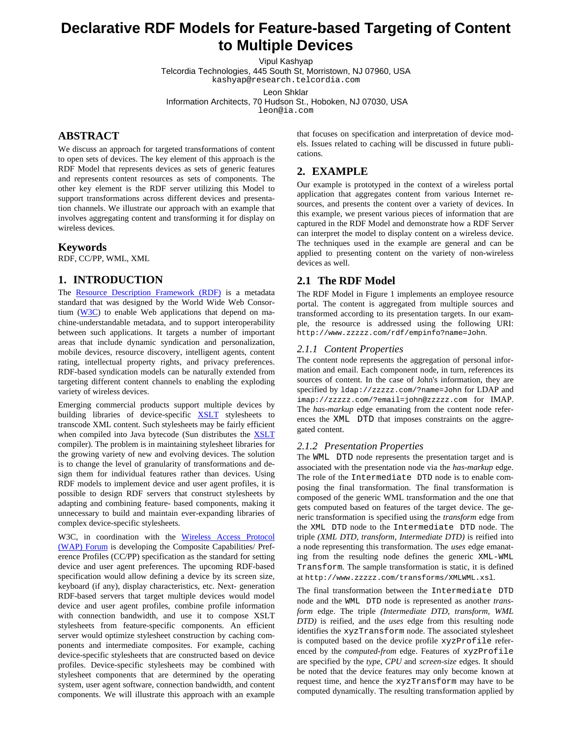# Declarative RDF Models for Feature-based Targeting of Content to Multiple Devices

Vipul Kashyap
Telcordia Technologies, 445 South St, Morristown, NJ 07960, USA
kashyap@research.telcordia.com

Leon Shklar
Information Architects, 70 Hudson St., Hoboken, NJ 07030, USA
leon@ia.com

## ABSTRACT

We discuss an approach for targeted transformations of content to open sets of devices. The key element of this approach is the RDF Model that represents devices as sets of generic features and represents content resources as sets of components. The other key element is the RDF server utilizing this Model to support transformations across different devices and presentation channels. We illustrate our approach with an example that involves aggregating content and transforming it for display on wireless devices.

### Keywords

RDF, CC/PP, WML, XML

## 1. INTRODUCTION

The Resource Description Framework (RDF) is a metadata standard that was designed by the World Wide Web Consortium (W3C) to enable Web applications that depend on machine-understandable metadata, and to support interoperability between such applications. It targets a number of important areas that include dynamic syndication and personalization, mobile devices, resource discovery, intelligent agents, content rating, intellectual property rights, and privacy preferences. RDF-based syndication models can be naturally extended from targeting different content channels to enabling the exploding variety of wireless devices.

Emerging commercial products support multiple devices by building libraries of device-specific XSLT stylesheets to transcode XML content. Such stylesheets may be fairly efficient when compiled into Java bytecode (Sun distributes the XSLT compiler). The problem is in maintaining stylesheet libraries for the growing variety of new and evolving devices. The solution is to change the level of granularity of transformations and design them for individual features rather than devices. Using RDF models to implement device and user agent profiles, it is possible to design RDF servers that construct stylesheets by adapting and combining feature- based components, making it unnecessary to build and maintain ever-expanding libraries of complex device-specific stylesheets.

W3C, in coordination with the Wireless Access Protocol (WAP) Forum is developing the Composite Capabilities/ Preference Profiles (CC/PP) specification as the standard for setting device and user agent preferences. The upcoming RDF-based specification would allow defining a device by its screen size, keyboard (if any), display characteristics, etc. Next- generation RDF-based servers that target multiple devices would model device and user agent profiles, combine profile information with connection bandwidth, and use it to compose XSLT stylesheets from feature-specific components. An efficient server would optimize stylesheet construction by caching components and intermediate composites. For example, caching device-specific stylesheets that are constructed based on device profiles. Device-specific stylesheets may be combined with stylesheet components that are determined by the operating system, user agent software, connection bandwidth, and content components. We will illustrate this approach with an example that focuses on specification and interpretation of device models. Issues related to caching will be discussed in future publications.

## 2. EXAMPLE

Our example is prototyped in the context of a wireless portal application that aggregates content from various Internet resources, and presents the content over a variety of devices. In this example, we present various pieces of information that are captured in the RDF Model and demonstrate how a RDF Server can interpret the model to display content on a wireless device. The techniques used in the example are general and can be applied to presenting content on the variety of non-wireless devices as well.

## 2.1 The RDF Model

The RDF Model in Figure 1 implements an employee resource portal. The content is aggregated from multiple sources and transformed according to its presentation targets. In our example, the resource is addressed using the following URI: `http://www.zzzzz.com/rdf/empinfo?name=John`.

### *2.1.1 Content Properties*

The content node represents the aggregation of personal information and email. Each component node, in turn, references its sources of content. In the case of John's information, they are specified by `ldap://zzzzz.com/?name=John` for LDAP and `imap://zzzzz.com/?email=john@zzzzz.com` for IMAP. The *has-markup* edge emanating from the content node references the `XML DTD` that imposes constraints on the aggregated content.

### *2.1.2 Presentation Properties*

The `WML DTD` node represents the presentation target and is associated with the presentation node via the *has-markup* edge. The role of the `Intermediate DTD` node is to enable composing the final transformation. The final transformation is composed of the generic WML transformation and the one that gets computed based on features of the target device. The generic transformation is specified using the *transform* edge from the `XML DTD` node to the `Intermediate DTD` node. The triple *(XML DTD, transform, Intermediate DTD)* is reified into a node representing this transformation. The *uses* edge emanating from the resulting node defines the generic `XML-WML Transform`. The sample transformation is static, it is defined at `http://www.zzzzz.com/transforms/XMLWML.xsl`.

The final transformation between the `Intermediate DTD` node and the `WML DTD` node is represented as another *transform* edge. The triple *(Intermediate DTD, transform, WML DTD)* is reified, and the *uses* edge from this resulting node identifies the `xyzTransform` node. The associated stylesheet is computed based on the device profile `xyzProfile` referenced by the *computed-from* edge. Features of `xyzProfile` are specified by the *type*, *CPU* and *screen-size* edges. It should be noted that the device features may only become known at request time, and hence the `xyzTransform` may have to be computed dynamically. The resulting transformation applied by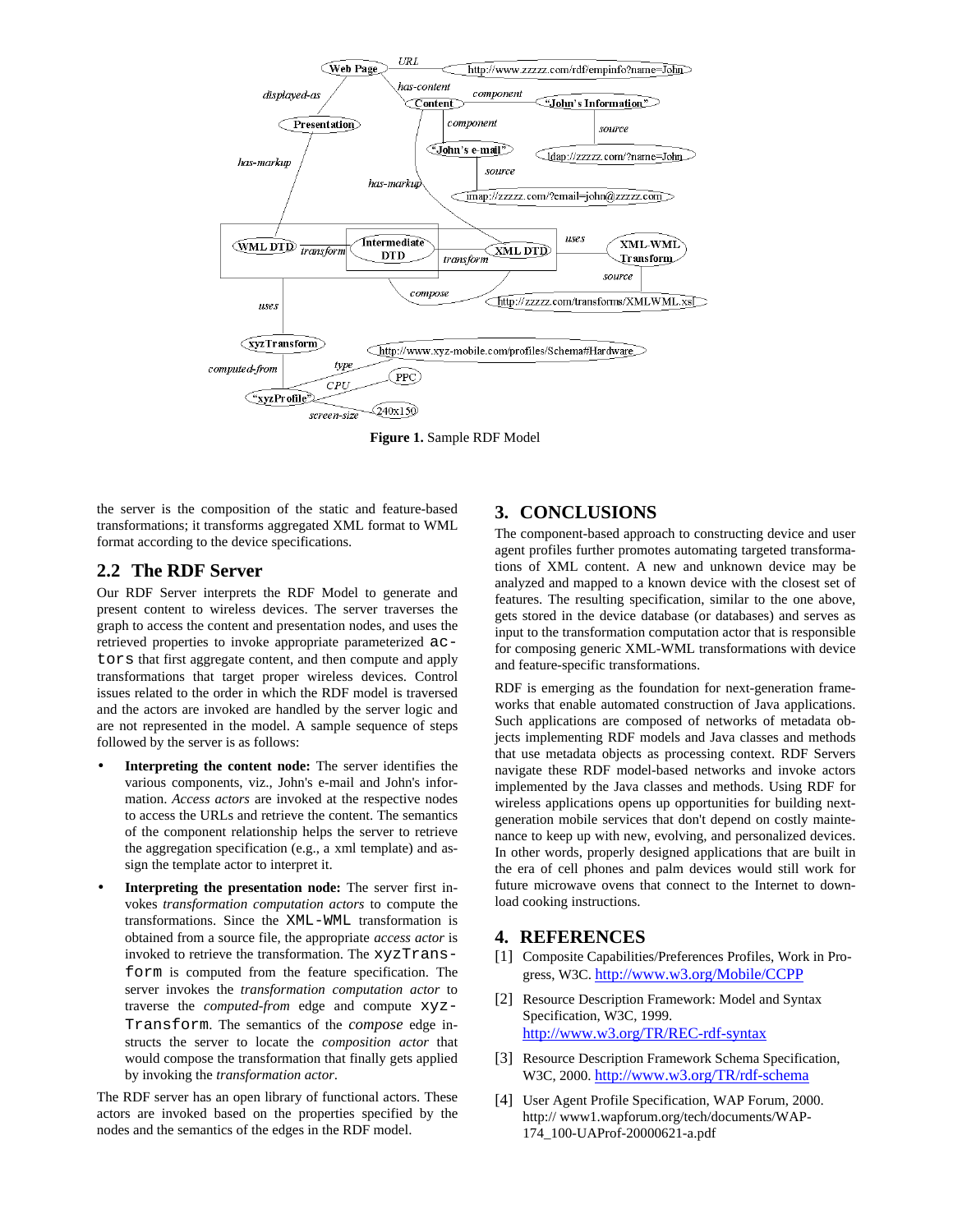Web Page
URL
http://www.zzzzz.com/rdf/empinfo?name=John
displayed-as
has-content
Content
component
"John's Information"
Presentation
component
source
"John's e-mail"
ldap://zzzzz.com/?name=John
has-markup
source
has-markup
imap://zzzzz.com/?email=john@zzzzz.com
WML DTD
transform
Intermediate DTD
XML DTD
transform
uses
XML-WML Transform
source
compose
http://zzzzz.com/transforms/XMLWML.xsl
uses
xyzTransform
http://www.xyz-mobile.com/profiles/Schema#Hardware
computed-from
type
CPU
PPC
"xyzProfile"
screen-size
240x150

**Figure 1.** Sample RDF Model

the server is the composition of the static and feature-based transformations; it transforms aggregated XML format to WML format according to the device specifications.

## 2.2 The RDF Server

Our RDF Server interprets the RDF Model to generate and present content to wireless devices. The server traverses the graph to access the content and presentation nodes, and uses the retrieved properties to invoke appropriate parameterized `actors` that first aggregate content, and then compute and apply transformations that target proper wireless devices. Control issues related to the order in which the RDF model is traversed and the actors are invoked are handled by the server logic and are not represented in the model. A sample sequence of steps followed by the server is as follows:

- **Interpreting the content node:** The server identifies the various components, viz., John's e-mail and John's information. *Access actors* are invoked at the respective nodes to access the URLs and retrieve the content. The semantics of the component relationship helps the server to retrieve the aggregation specification (e.g., a xml template) and assign the template actor to interpret it.
- **Interpreting the presentation node:** The server first invokes *transformation computation actors* to compute the transformations. Since the `XML-WML` transformation is obtained from a source file, the appropriate *access actor* is invoked to retrieve the transformation. The `xyzTransform` is computed from the feature specification. The server invokes the *transformation computation actor* to traverse the *computed-from* edge and compute `xyz-Transform`. The semantics of the *compose* edge instructs the server to locate the *composition actor* that would compose the transformation that finally gets applied by invoking the *transformation actor*.

The RDF server has an open library of functional actors. These actors are invoked based on the properties specified by the nodes and the semantics of the edges in the RDF model.

# 3. CONCLUSIONS

The component-based approach to constructing device and user agent profiles further promotes automating targeted transformations of XML content. A new and unknown device may be analyzed and mapped to a known device with the closest set of features. The resulting specification, similar to the one above, gets stored in the device database (or databases) and serves as input to the transformation computation actor that is responsible for composing generic XML-WML transformations with device and feature-specific transformations.

RDF is emerging as the foundation for next-generation frameworks that enable automated construction of Java applications. Such applications are composed of networks of metadata objects implementing RDF models and Java classes and methods that use metadata objects as processing context. RDF Servers navigate these RDF model-based networks and invoke actors implemented by the Java classes and methods. Using RDF for wireless applications opens up opportunities for building next-generation mobile services that don't depend on costly maintenance to keep up with new, evolving, and personalized devices. In other words, properly designed applications that are built in the era of cell phones and palm devices would still work for future microwave ovens that connect to the Internet to download cooking instructions.

# 4. REFERENCES

[1] Composite Capabilities/Preferences Profiles, Work in Progress, W3C. http://www.w3.org/Mobile/CCPP

[2] Resource Description Framework: Model and Syntax Specification, W3C, 1999. http://www.w3.org/TR/REC-rdf-syntax

[3] Resource Description Framework Schema Specification, W3C, 2000. http://www.w3.org/TR/rdf-schema

[4] User Agent Profile Specification, WAP Forum, 2000. http:// www1.wapforum.org/tech/documents/WAP-174_100-UAProf-20000621-a.pdf